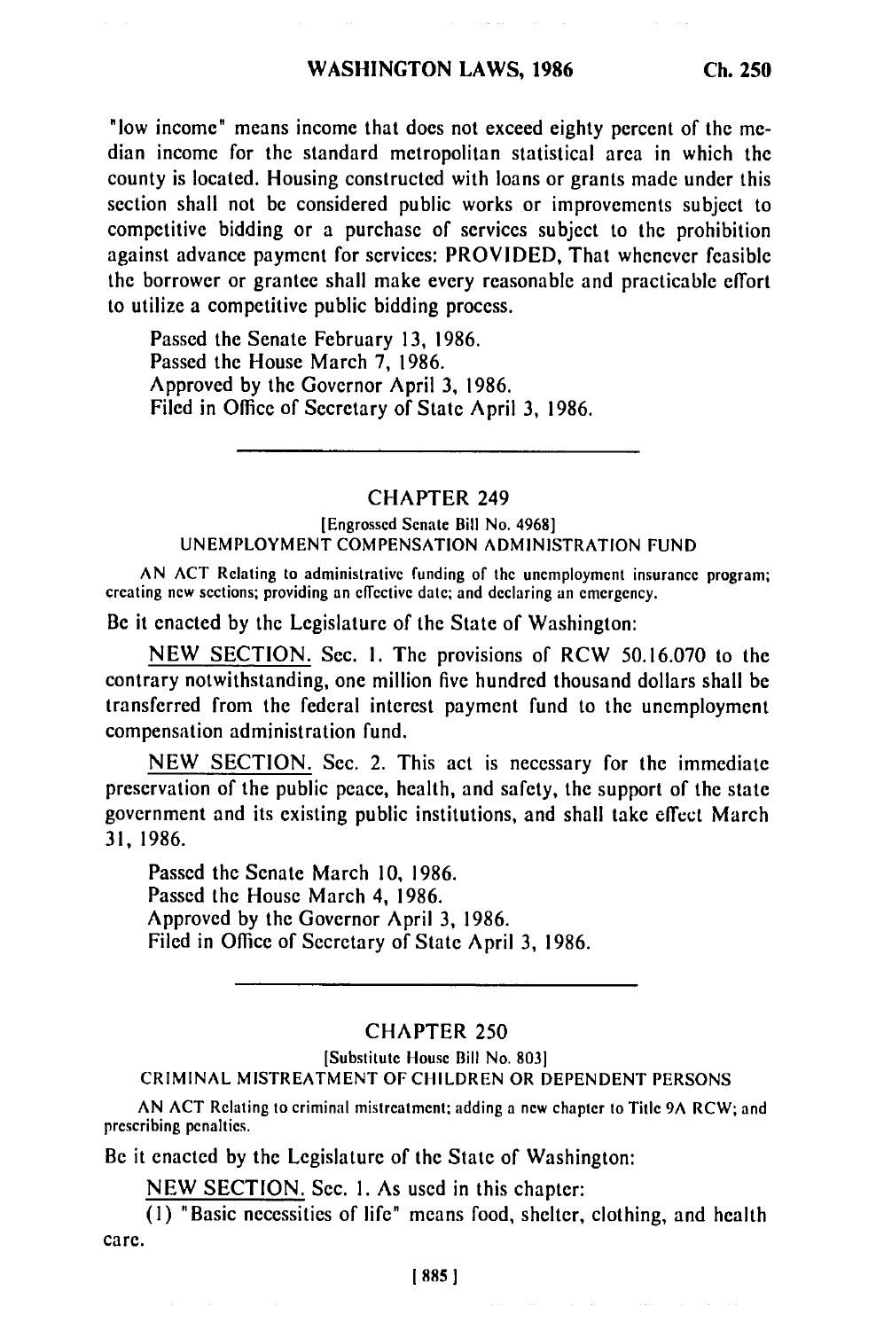"low income" means income that does not exceed eighty percent of the median income for the standard metropolitan statistical area in which the county is located. Housing constructed with loans or grants made under this section shall not be considered public works or improvements subject to competitive bidding or a purchase of services subject to the prohibition against advance payment for services: PROVIDED, That whenever feasible the borrower or grantee shall make every reasonable and practicable effort to utilize a competitive public bidding process.

Passed the Senate February 13, 1986.
Passed the House March 7, 1986.
Approved by the Governor April 3, 1986.
Filed in Office of Secretary of State April 3, 1986.

---

## CHAPTER 249

[Engrossed Senate Bill No. 4968]

UNEMPLOYMENT COMPENSATION ADMINISTRATION FUND

AN ACT Relating to administrative funding of the unemployment insurance program; creating new sections; providing an effective date; and declaring an emergency.

Be it enacted by the Legislature of the State of Washington:

NEW SECTION. Sec. 1. The provisions of RCW 50.16.070 to the contrary notwithstanding, one million five hundred thousand dollars shall be transferred from the federal interest payment fund to the unemployment compensation administration fund.

NEW SECTION. Sec. 2. This act is necessary for the immediate preservation of the public peace, health, and safety, the support of the state government and its existing public institutions, and shall take effect March 31, 1986.

Passed the Senate March 10, 1986.
Passed the House March 4, 1986.
Approved by the Governor April 3, 1986.
Filed in Office of Secretary of State April 3, 1986.

---

## CHAPTER 250

[Substitute House Bill No. 803]

CRIMINAL MISTREATMENT OF CHILDREN OR DEPENDENT PERSONS

AN ACT Relating to criminal mistreatment; adding a new chapter to Title 9A RCW; and prescribing penalties.

Be it enacted by the Legislature of the State of Washington:

NEW SECTION. Sec. 1. As used in this chapter:

(1) "Basic necessities of life" means food, shelter, clothing, and health care.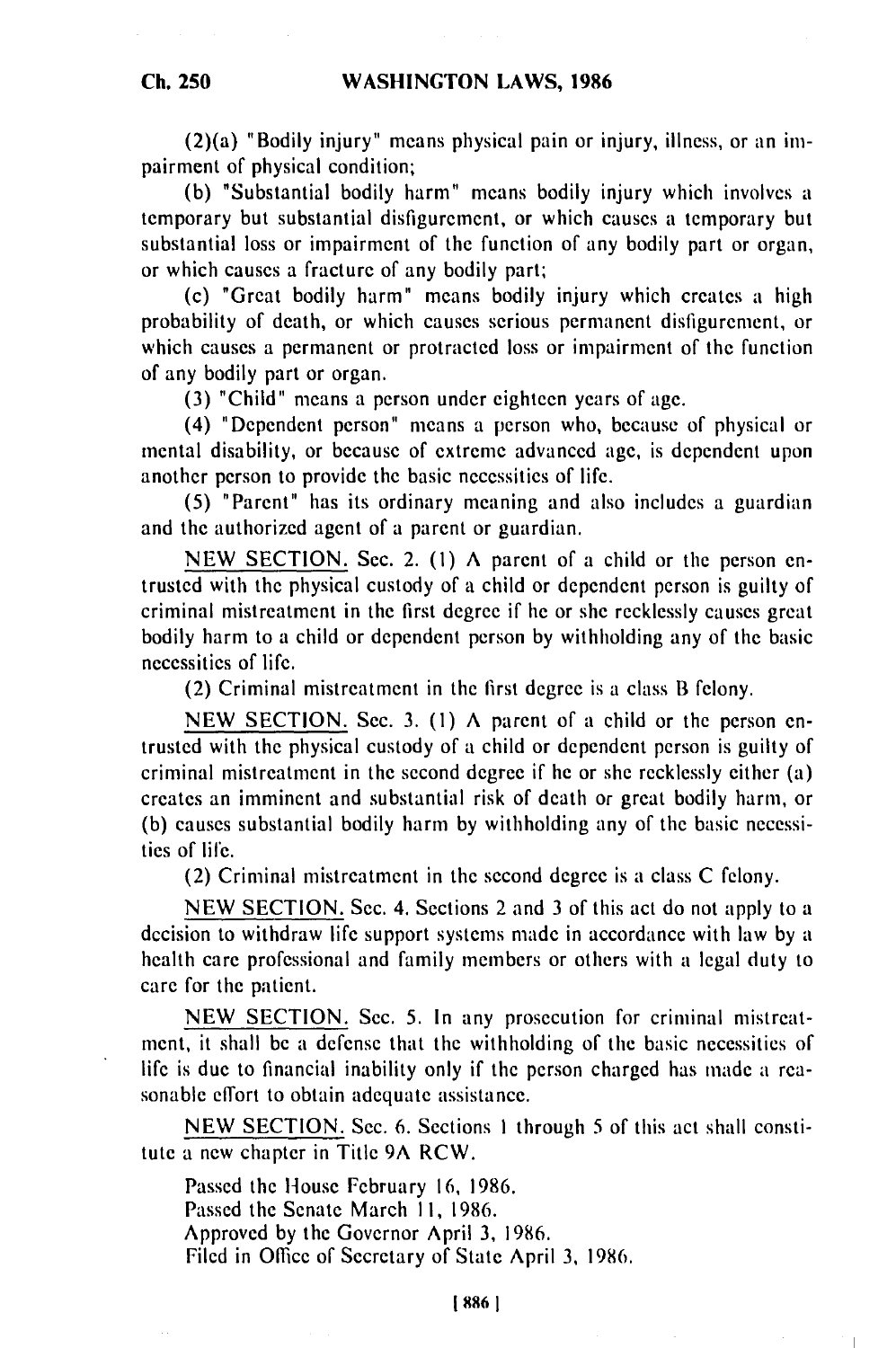(2)(a) "Bodily injury" means physical pain or injury, illness, or an impairment of physical condition;

(b) "Substantial bodily harm" means bodily injury which involves a temporary but substantial disfigurement, or which causes a temporary but substantial loss or impairment of the function of any bodily part or organ, or which causes a fracture of any bodily part;

(c) "Great bodily harm" means bodily injury which creates a high probability of death, or which causes serious permanent disfigurement, or which causes a permanent or protracted loss or impairment of the function of any bodily part or organ.

(3) "Child" means a person under eighteen years of age.

(4) "Dependent person" means a person who, because of physical or mental disability, or because of extreme advanced age, is dependent upon another person to provide the basic necessities of life.

(5) "Parent" has its ordinary meaning and also includes a guardian and the authorized agent of a parent or guardian.

NEW SECTION. Sec. 2. (1) A parent of a child or the person entrusted with the physical custody of a child or dependent person is guilty of criminal mistreatment in the first degree if he or she recklessly causes great bodily harm to a child or dependent person by withholding any of the basic necessities of life.

(2) Criminal mistreatment in the first degree is a class B felony.

NEW SECTION. Sec. 3. (1) A parent of a child or the person entrusted with the physical custody of a child or dependent person is guilty of criminal mistreatment in the second degree if he or she recklessly either (a) creates an imminent and substantial risk of death or great bodily harm, or (b) causes substantial bodily harm by withholding any of the basic necessities of life.

(2) Criminal mistreatment in the second degree is a class C felony.

NEW SECTION. Sec. 4. Sections 2 and 3 of this act do not apply to a decision to withdraw life support systems made in accordance with law by a health care professional and family members or others with a legal duty to care for the patient.

NEW SECTION. Sec. 5. In any prosecution for criminal mistreatment, it shall be a defense that the withholding of the basic necessities of life is due to financial inability only if the person charged has made a reasonable effort to obtain adequate assistance.

NEW SECTION. Sec. 6. Sections 1 through 5 of this act shall constitute a new chapter in Title 9A RCW.

Passed the House February 16, 1986.
Passed the Senate March 11, 1986.
Approved by the Governor April 3, 1986.
Filed in Office of Secretary of State April 3, 1986.